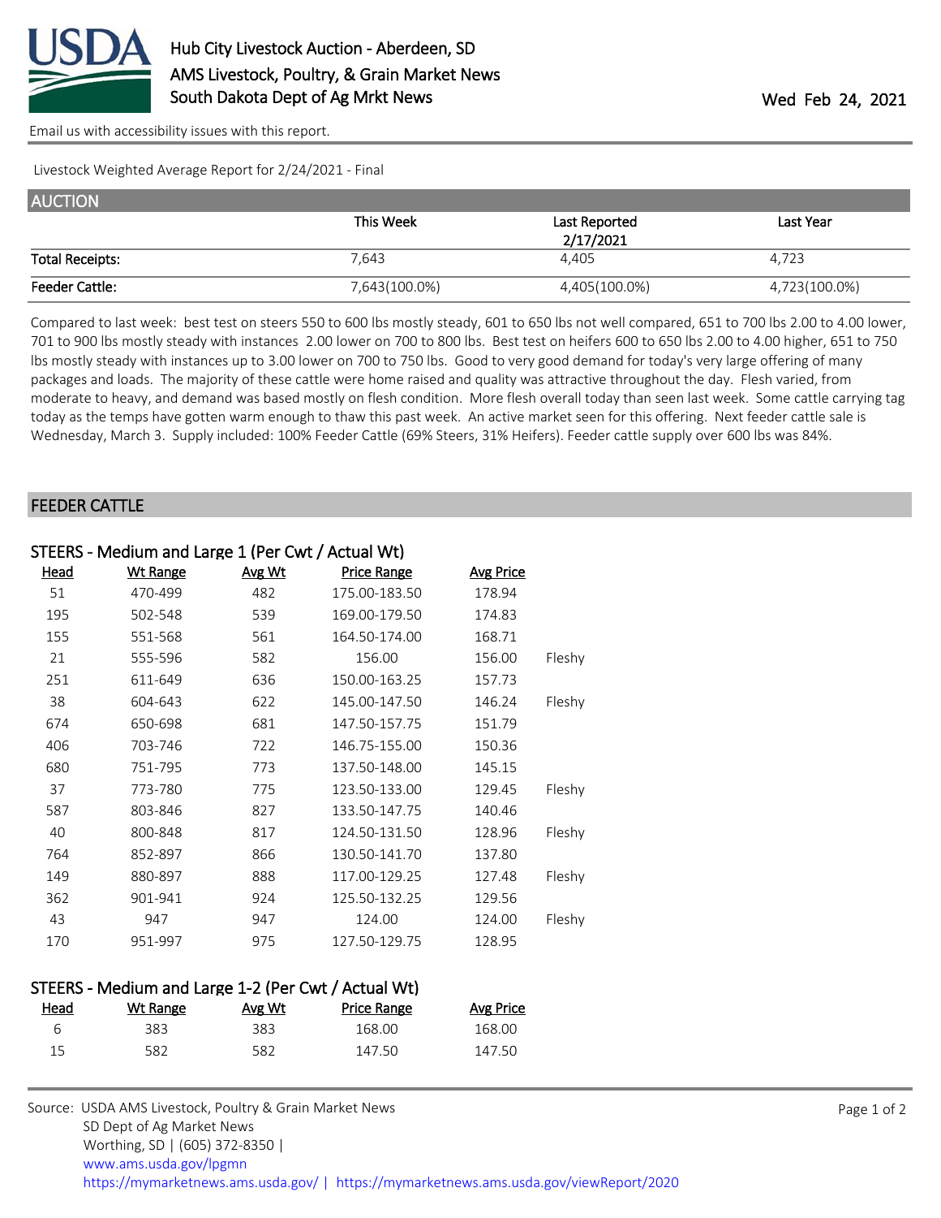Hub City Livestock Auction - Aberdeen, SD
AMS Livestock, Poultry, & Grain Market News
South Dakota Dept of Ag Mrkt News

Wed Feb 24, 2021

Email us with accessibility issues with this report.

Livestock Weighted Average Report for 2/24/2021 - Final

## AUCTION

| | This Week | Last Reported 2/17/2021 | Last Year |
|---|---|---|---|
| Total Receipts: | 7,643 | 4,405 | 4,723 |
| Feeder Cattle: | 7,643(100.0%) | 4,405(100.0%) | 4,723(100.0%) |

Compared to last week: best test on steers 550 to 600 lbs mostly steady, 601 to 650 lbs not well compared, 651 to 700 lbs 2.00 to 4.00 lower, 701 to 900 lbs mostly steady with instances 2.00 lower on 700 to 800 lbs. Best test on heifers 600 to 650 lbs 2.00 to 4.00 higher, 651 to 750 lbs mostly steady with instances up to 3.00 lower on 700 to 750 lbs. Good to very good demand for today's very large offering of many packages and loads. The majority of these cattle were home raised and quality was attractive throughout the day. Flesh varied, from moderate to heavy, and demand was based mostly on flesh condition. More flesh overall today than seen last week. Some cattle carrying tag today as the temps have gotten warm enough to thaw this past week. An active market seen for this offering. Next feeder cattle sale is Wednesday, March 3. Supply included: 100% Feeder Cattle (69% Steers, 31% Heifers). Feeder cattle supply over 600 lbs was 84%.

## FEEDER CATTLE

### STEERS - Medium and Large 1 (Per Cwt / Actual Wt)

| Head | Wt Range | Avg Wt | Price Range | Avg Price | |
|---|---|---|---|---|---|
| 51 | 470-499 | 482 | 175.00-183.50 | 178.94 | |
| 195 | 502-548 | 539 | 169.00-179.50 | 174.83 | |
| 155 | 551-568 | 561 | 164.50-174.00 | 168.71 | |
| 21 | 555-596 | 582 | 156.00 | 156.00 | Fleshy |
| 251 | 611-649 | 636 | 150.00-163.25 | 157.73 | |
| 38 | 604-643 | 622 | 145.00-147.50 | 146.24 | Fleshy |
| 674 | 650-698 | 681 | 147.50-157.75 | 151.79 | |
| 406 | 703-746 | 722 | 146.75-155.00 | 150.36 | |
| 680 | 751-795 | 773 | 137.50-148.00 | 145.15 | |
| 37 | 773-780 | 775 | 123.50-133.00 | 129.45 | Fleshy |
| 587 | 803-846 | 827 | 133.50-147.75 | 140.46 | |
| 40 | 800-848 | 817 | 124.50-131.50 | 128.96 | Fleshy |
| 764 | 852-897 | 866 | 130.50-141.70 | 137.80 | |
| 149 | 880-897 | 888 | 117.00-129.25 | 127.48 | Fleshy |
| 362 | 901-941 | 924 | 125.50-132.25 | 129.56 | |
| 43 | 947 | 947 | 124.00 | 124.00 | Fleshy |
| 170 | 951-997 | 975 | 127.50-129.75 | 128.95 | |

### STEERS - Medium and Large 1-2 (Per Cwt / Actual Wt)

| Head | Wt Range | Avg Wt | Price Range | Avg Price |
|---|---|---|---|---|
| 6 | 383 | 383 | 168.00 | 168.00 |
| 15 | 582 | 582 | 147.50 | 147.50 |

Source: USDA AMS Livestock, Poultry & Grain Market News
SD Dept of Ag Market News
Worthing, SD | (605) 372-8350 |
www.ams.usda.gov/lpgmn
https://mymarketnews.ams.usda.gov/ | https://mymarketnews.ams.usda.gov/viewReport/2020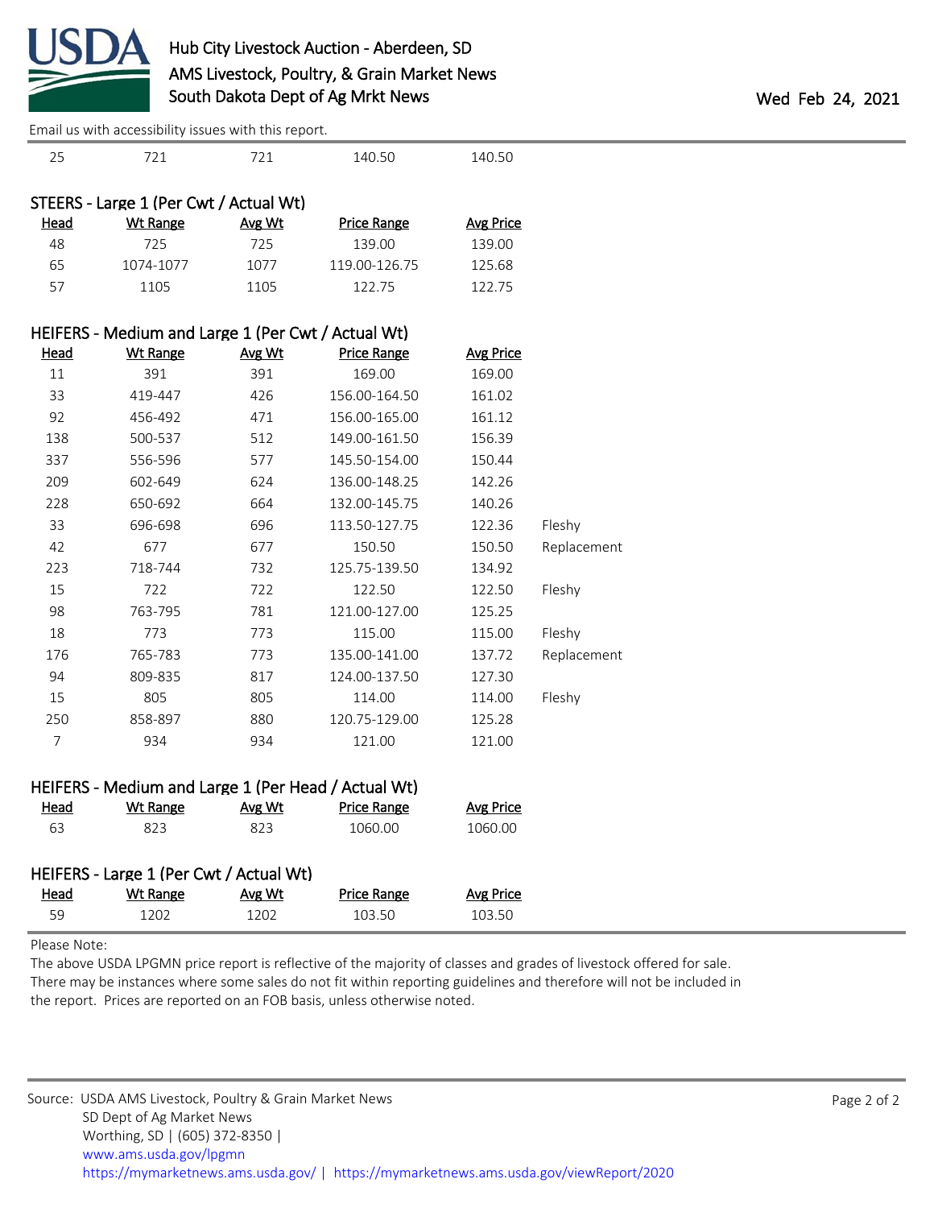| | | | | |
|---|---|---|---|---|
| 25 | 721 | 721 | 140.50 | 140.50 |

### STEERS - Large 1 (Per Cwt / Actual Wt)

| Head | Wt Range | Avg Wt | Price Range | Avg Price |
|---|---|---|---|---|
| 48 | 725 | 725 | 139.00 | 139.00 |
| 65 | 1074-1077 | 1077 | 119.00-126.75 | 125.68 |
| 57 | 1105 | 1105 | 122.75 | 122.75 |

### HEIFERS - Medium and Large 1 (Per Cwt / Actual Wt)

| Head | Wt Range | Avg Wt | Price Range | Avg Price | |
|---|---|---|---|---|---|
| 11 | 391 | 391 | 169.00 | 169.00 | |
| 33 | 419-447 | 426 | 156.00-164.50 | 161.02 | |
| 92 | 456-492 | 471 | 156.00-165.00 | 161.12 | |
| 138 | 500-537 | 512 | 149.00-161.50 | 156.39 | |
| 337 | 556-596 | 577 | 145.50-154.00 | 150.44 | |
| 209 | 602-649 | 624 | 136.00-148.25 | 142.26 | |
| 228 | 650-692 | 664 | 132.00-145.75 | 140.26 | |
| 33 | 696-698 | 696 | 113.50-127.75 | 122.36 | Fleshy |
| 42 | 677 | 677 | 150.50 | 150.50 | Replacement |
| 223 | 718-744 | 732 | 125.75-139.50 | 134.92 | |
| 15 | 722 | 722 | 122.50 | 122.50 | Fleshy |
| 98 | 763-795 | 781 | 121.00-127.00 | 125.25 | |
| 18 | 773 | 773 | 115.00 | 115.00 | Fleshy |
| 176 | 765-783 | 773 | 135.00-141.00 | 137.72 | Replacement |
| 94 | 809-835 | 817 | 124.00-137.50 | 127.30 | |
| 15 | 805 | 805 | 114.00 | 114.00 | Fleshy |
| 250 | 858-897 | 880 | 120.75-129.00 | 125.28 | |
| 7 | 934 | 934 | 121.00 | 121.00 | |

### HEIFERS - Medium and Large 1 (Per Head / Actual Wt)

| Head | Wt Range | Avg Wt | Price Range | Avg Price |
|---|---|---|---|---|
| 63 | 823 | 823 | 1060.00 | 1060.00 |

### HEIFERS - Large 1 (Per Cwt / Actual Wt)

| Head | Wt Range | Avg Wt | Price Range | Avg Price |
|---|---|---|---|---|
| 59 | 1202 | 1202 | 103.50 | 103.50 |

Please Note:

The above USDA LPGMN price report is reflective of the majority of classes and grades of livestock offered for sale. There may be instances where some sales do not fit within reporting guidelines and therefore will not be included in the report. Prices are reported on an FOB basis, unless otherwise noted.

Source: USDA AMS Livestock, Poultry & Grain Market News
SD Dept of Ag Market News
Worthing, SD | (605) 372-8350 |
www.ams.usda.gov/lpgmn
https://mymarketnews.ams.usda.gov/ | https://mymarketnews.ams.usda.gov/viewReport/2020